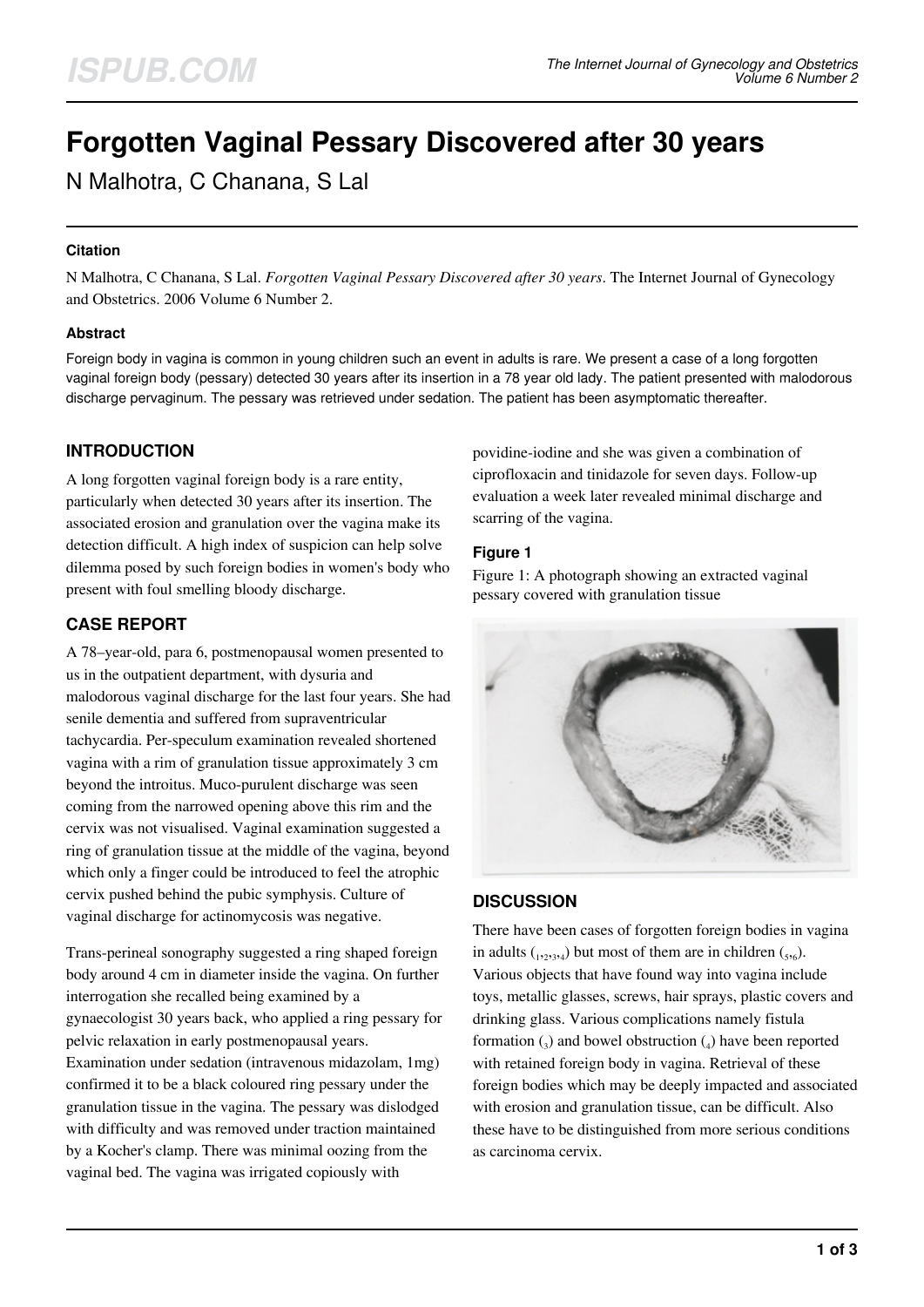# Forgotten Vaginal Pessary Discovered after 30 years

N Malhotra, C Chanana, S Lal

### Citation

N Malhotra, C Chanana, S Lal. *Forgotten Vaginal Pessary Discovered after 30 years*. The Internet Journal of Gynecology and Obstetrics. 2006 Volume 6 Number 2.

### Abstract

Foreign body in vagina is common in young children such an event in adults is rare. We present a case of a long forgotten vaginal foreign body (pessary) detected 30 years after its insertion in a 78 year old lady. The patient presented with malodorous discharge pervaginum. The pessary was retrieved under sedation. The patient has been asymptomatic thereafter.

## INTRODUCTION

A long forgotten vaginal foreign body is a rare entity, particularly when detected 30 years after its insertion. The associated erosion and granulation over the vagina make its detection difficult. A high index of suspicion can help solve dilemma posed by such foreign bodies in women's body who present with foul smelling bloody discharge.

## CASE REPORT

A 78–year-old, para 6, postmenopausal women presented to us in the outpatient department, with dysuria and malodorous vaginal discharge for the last four years. She had senile dementia and suffered from supraventricular tachycardia. Per-speculum examination revealed shortened vagina with a rim of granulation tissue approximately 3 cm beyond the introitus. Muco-purulent discharge was seen coming from the narrowed opening above this rim and the cervix was not visualised. Vaginal examination suggested a ring of granulation tissue at the middle of the vagina, beyond which only a finger could be introduced to feel the atrophic cervix pushed behind the pubic symphysis. Culture of vaginal discharge for actinomycosis was negative.

Trans-perineal sonography suggested a ring shaped foreign body around 4 cm in diameter inside the vagina. On further interrogation she recalled being examined by a gynaecologist 30 years back, who applied a ring pessary for pelvic relaxation in early postmenopausal years. Examination under sedation (intravenous midazolam, 1mg) confirmed it to be a black coloured ring pessary under the granulation tissue in the vagina. The pessary was dislodged with difficulty and was removed under traction maintained by a Kocher's clamp. There was minimal oozing from the vaginal bed. The vagina was irrigated copiously with povidine-iodine and she was given a combination of ciprofloxacin and tinidazole for seven days. Follow-up evaluation a week later revealed minimal discharge and scarring of the vagina.

### Figure 1

Figure 1: A photograph showing an extracted vaginal pessary covered with granulation tissue

## DISCUSSION

There have been cases of forgotten foreign bodies in vagina in adults ([1,2,3,4]) but most of them are in children ([5,6]). Various objects that have found way into vagina include toys, metallic glasses, screws, hair sprays, plastic covers and drinking glass. Various complications namely fistula formation ([3]) and bowel obstruction ([4]) have been reported with retained foreign body in vagina. Retrieval of these foreign bodies which may be deeply impacted and associated with erosion and granulation tissue, can be difficult. Also these have to be distinguished from more serious conditions as carcinoma cervix.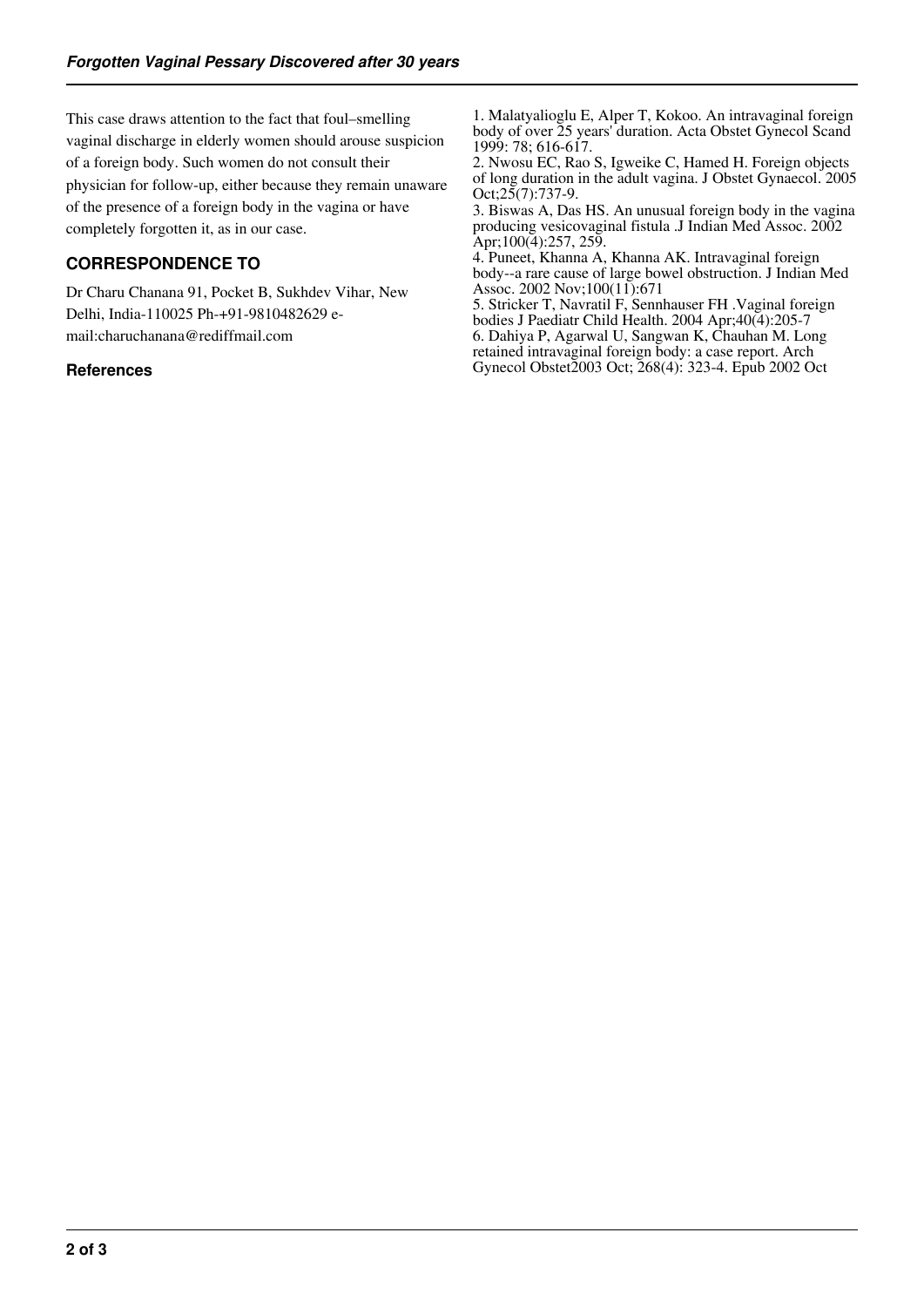This case draws attention to the fact that foul–smelling vaginal discharge in elderly women should arouse suspicion of a foreign body. Such women do not consult their physician for follow-up, either because they remain unaware of the presence of a foreign body in the vagina or have completely forgotten it, as in our case.

## CORRESPONDENCE TO

Dr Charu Chanana 91, Pocket B, Sukhdev Vihar, New Delhi, India-110025 Ph-+91-9810482629 e-mail:charuchanana@rediffmail.com

## References

1. Malatyalioglu E, Alper T, Kokoo. An intravaginal foreign body of over 25 years' duration. Acta Obstet Gynecol Scand 1999: 78; 616-617.
2. Nwosu EC, Rao S, Igweike C, Hamed H. Foreign objects of long duration in the adult vagina. J Obstet Gynaecol. 2005 Oct;25(7):737-9.
3. Biswas A, Das HS. An unusual foreign body in the vagina producing vesicovaginal fistula .J Indian Med Assoc. 2002 Apr;100(4):257, 259.
4. Puneet, Khanna A, Khanna AK. Intravaginal foreign body--a rare cause of large bowel obstruction. J Indian Med Assoc. 2002 Nov;100(11):671
5. Stricker T, Navratil F, Sennhauser FH .Vaginal foreign bodies J Paediatr Child Health. 2004 Apr;40(4):205-7
6. Dahiya P, Agarwal U, Sangwan K, Chauhan M. Long retained intravaginal foreign body: a case report. Arch Gynecol Obstet2003 Oct; 268(4): 323-4. Epub 2002 Oct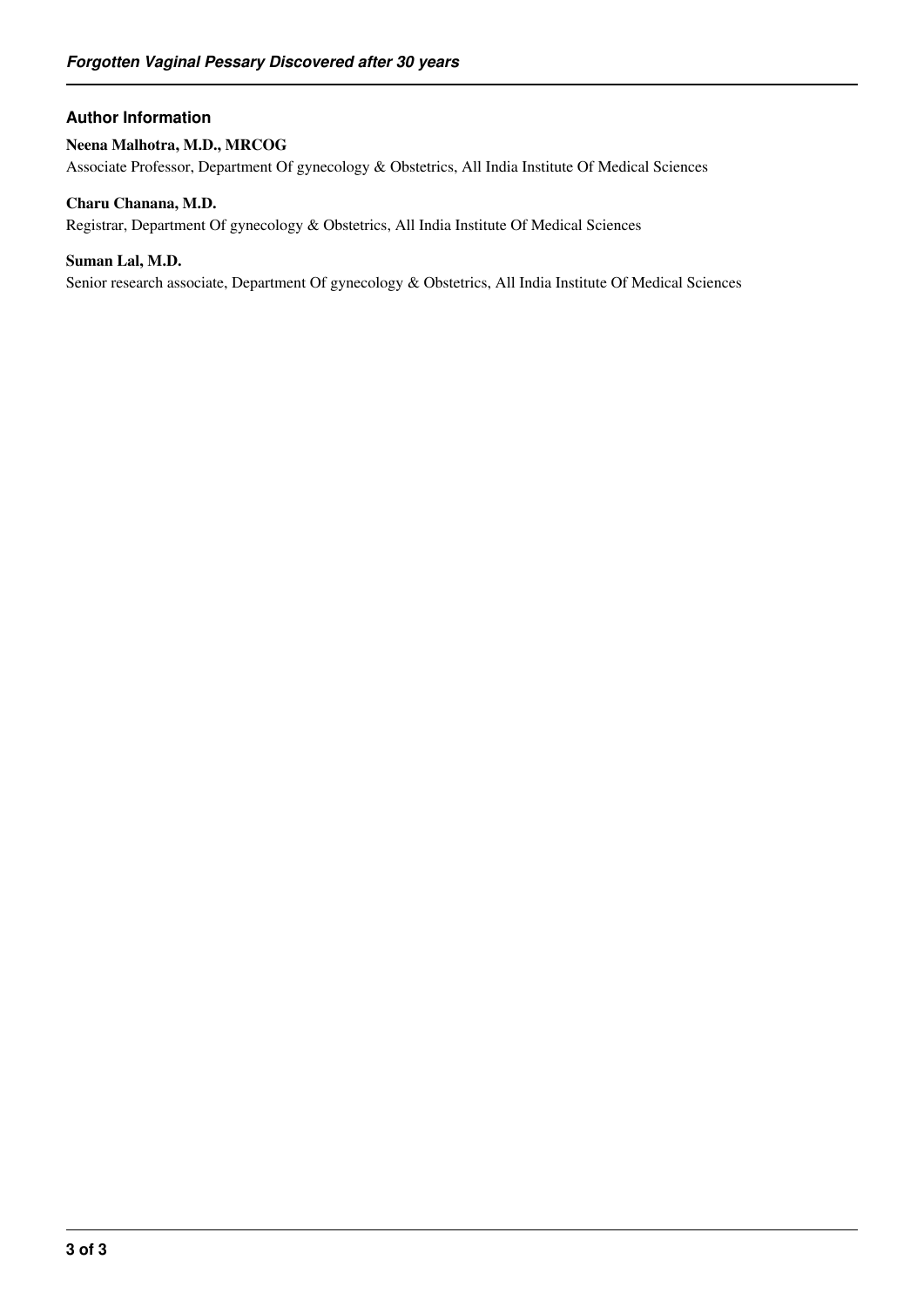## Author Information

**Neena Malhotra, M.D., MRCOG**
Associate Professor, Department Of gynecology & Obstetrics, All India Institute Of Medical Sciences

**Charu Chanana, M.D.**
Registrar, Department Of gynecology & Obstetrics, All India Institute Of Medical Sciences

**Suman Lal, M.D.**
Senior research associate, Department Of gynecology & Obstetrics, All India Institute Of Medical Sciences